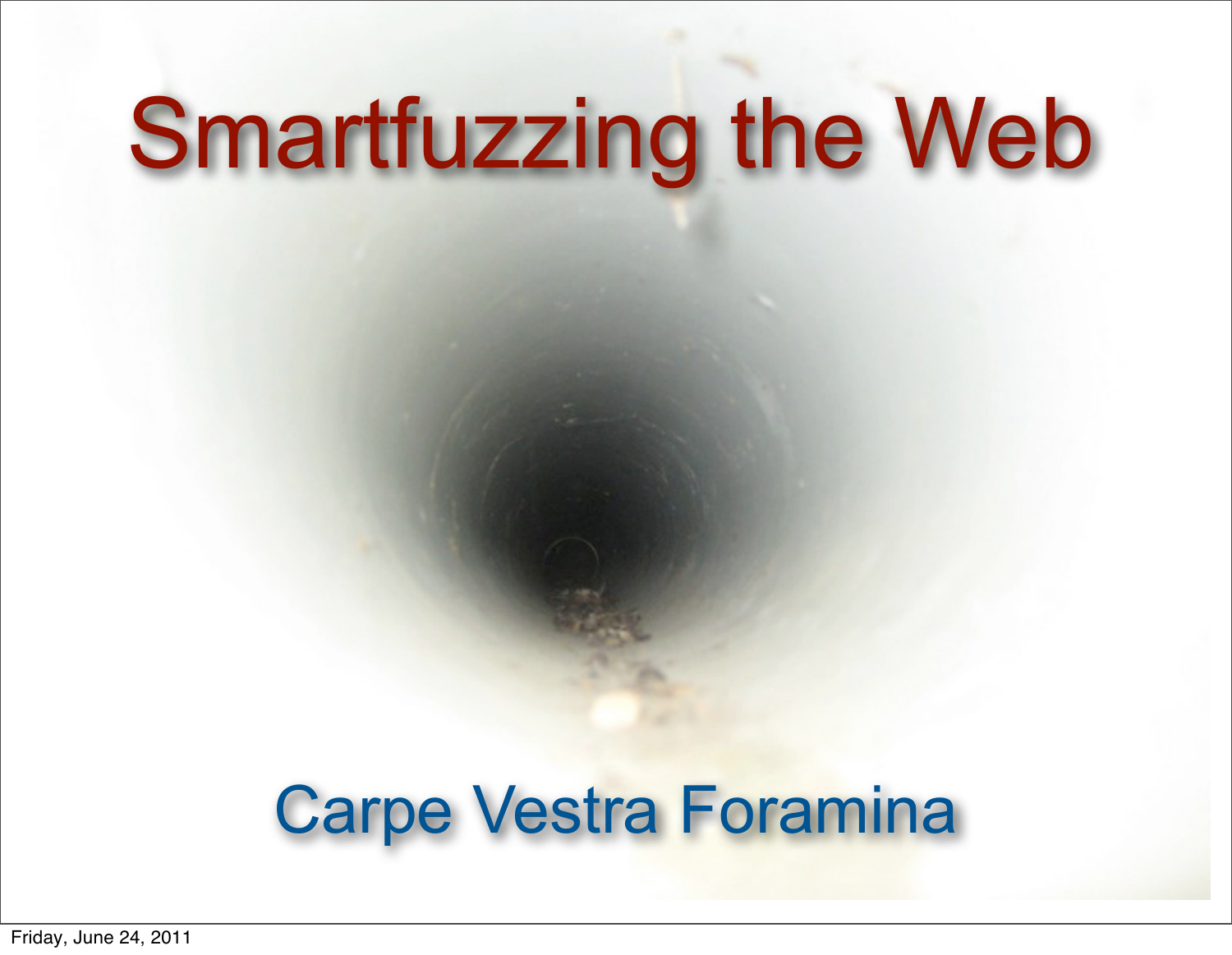# Smartfuzzing the Web

## Carpe Vestra Foramina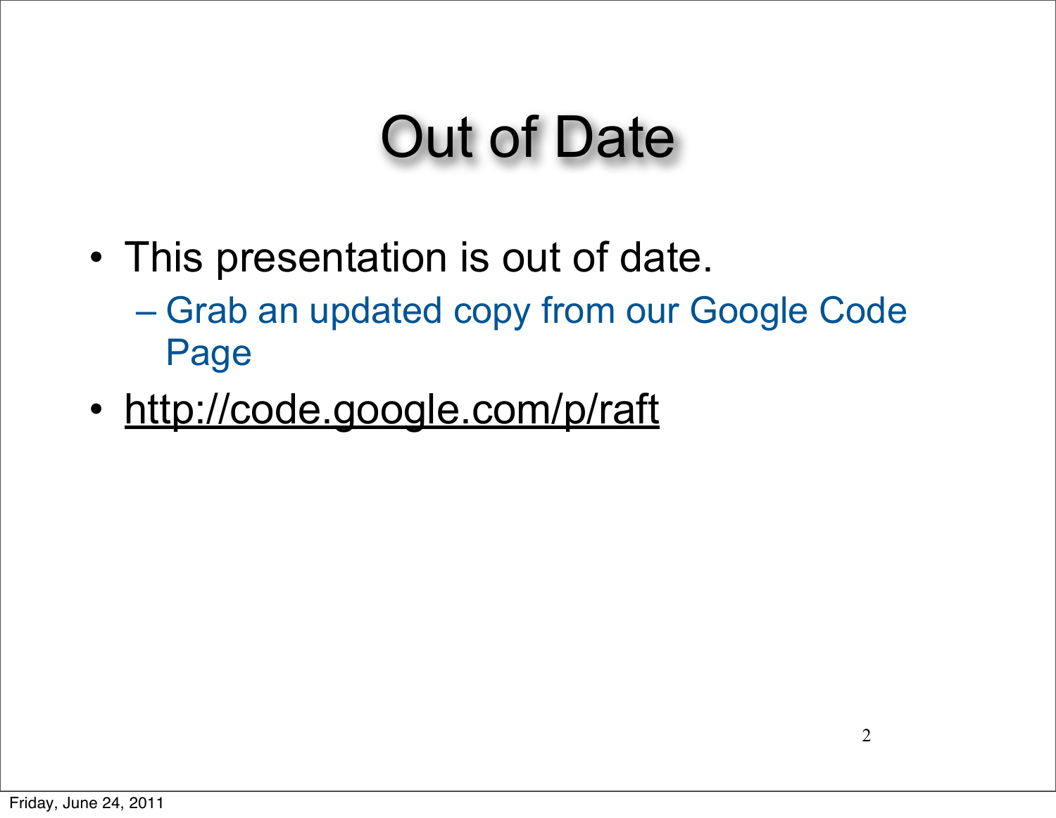# Out of Date

- This presentation is out of date.
  - Grab an updated copy from our Google Code Page
- http://code.google.com/p/raft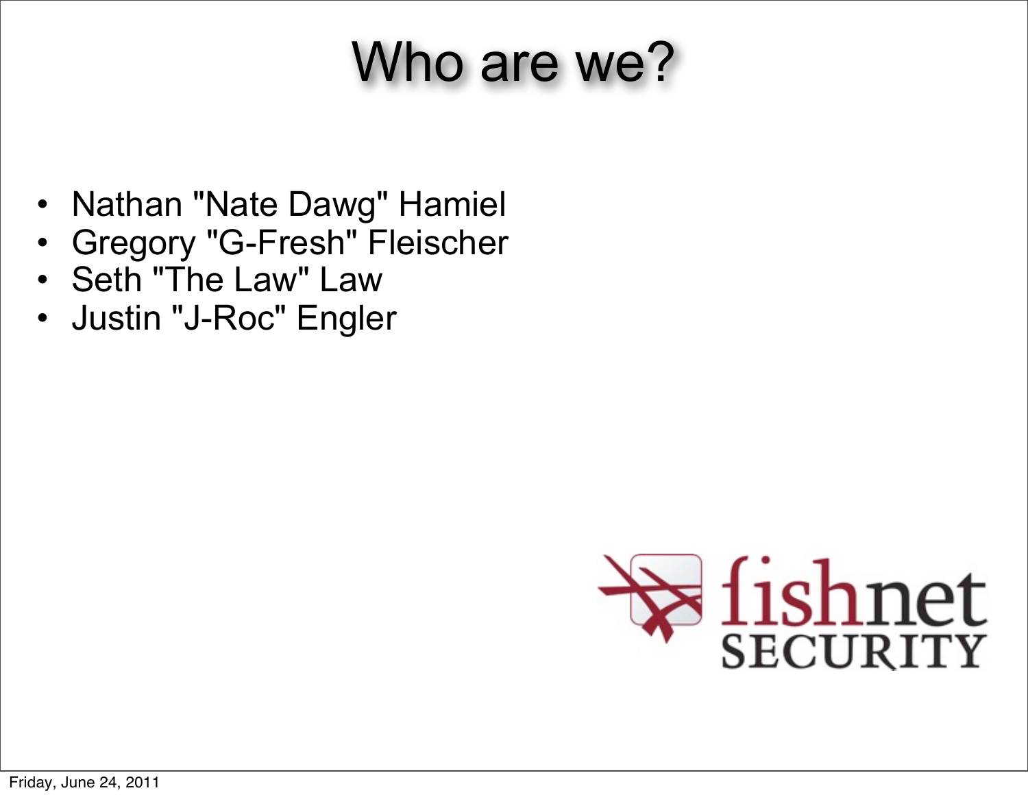# Who are we?

- Nathan "Nate Dawg" Hamiel
- Gregory "G-Fresh" Fleischer
- Seth "The Law" Law
- Justin "J-Roc" Engler

fishnet SECURITY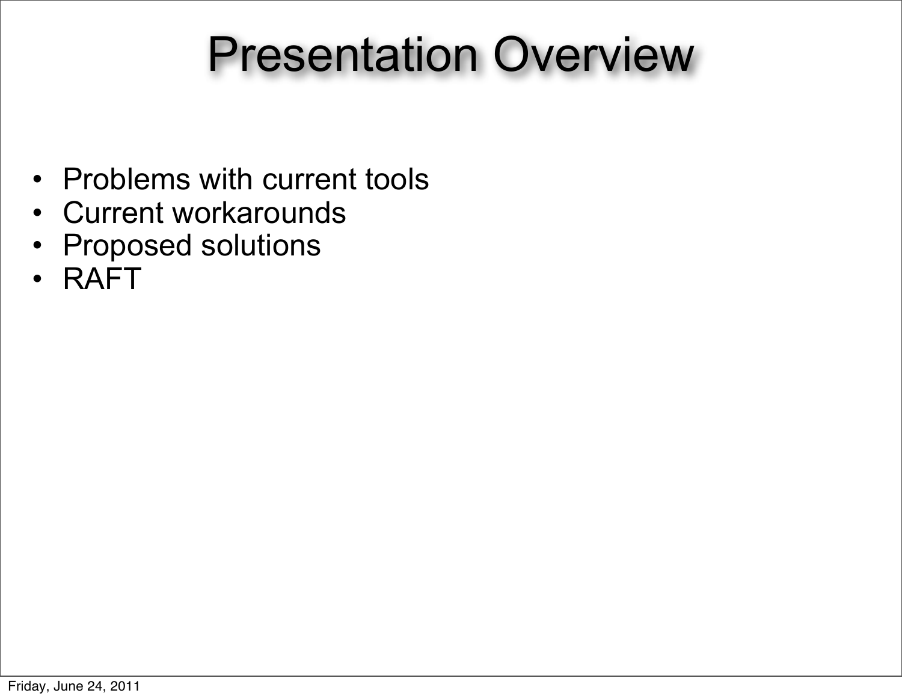# Presentation Overview

- Problems with current tools
- Current workarounds
- Proposed solutions
- RAFT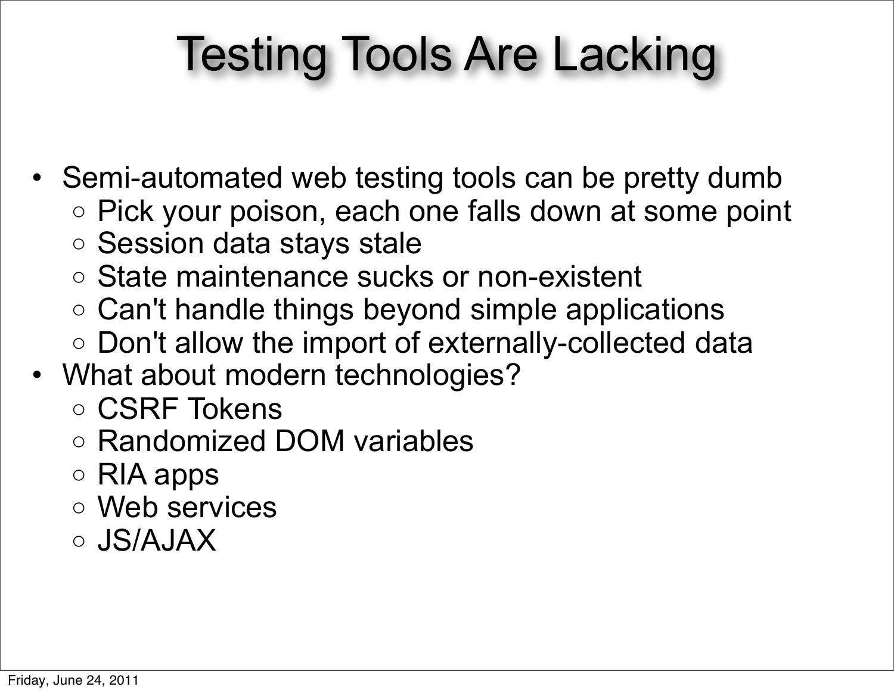# Testing Tools Are Lacking

- Semi-automated web testing tools can be pretty dumb
  - Pick your poison, each one falls down at some point
  - Session data stays stale
  - State maintenance sucks or non-existent
  - Can't handle things beyond simple applications
  - Don't allow the import of externally-collected data
- What about modern technologies?
  - CSRF Tokens
  - Randomized DOM variables
  - RIA apps
  - Web services
  - JS/AJAX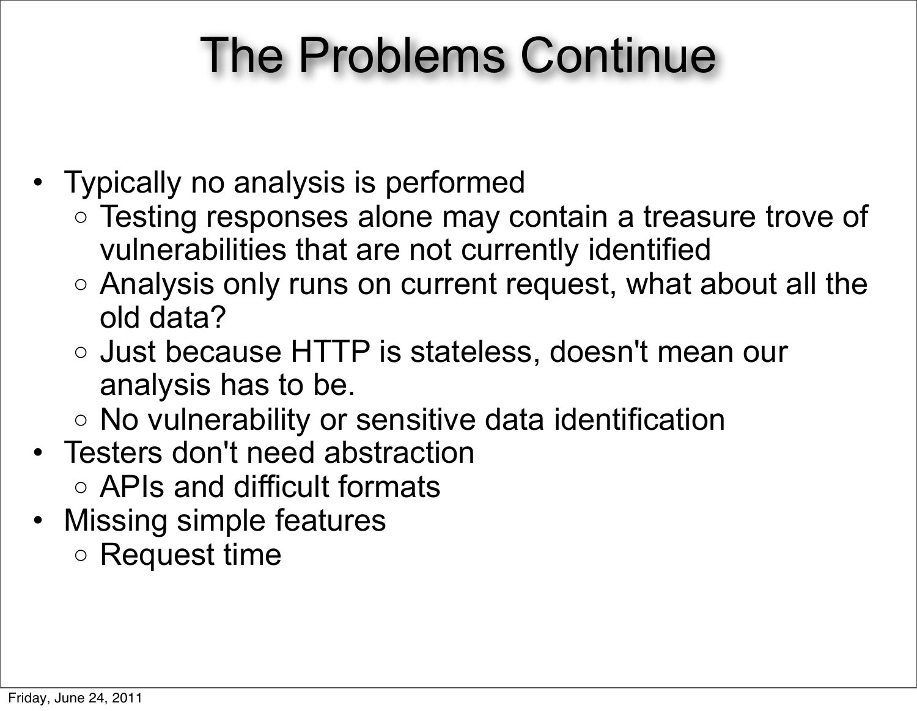# The Problems Continue

- Typically no analysis is performed
  - Testing responses alone may contain a treasure trove of vulnerabilities that are not currently identified
  - Analysis only runs on current request, what about all the old data?
  - Just because HTTP is stateless, doesn't mean our analysis has to be.
  - No vulnerability or sensitive data identification
- Testers don't need abstraction
  - APIs and difficult formats
- Missing simple features
  - Request time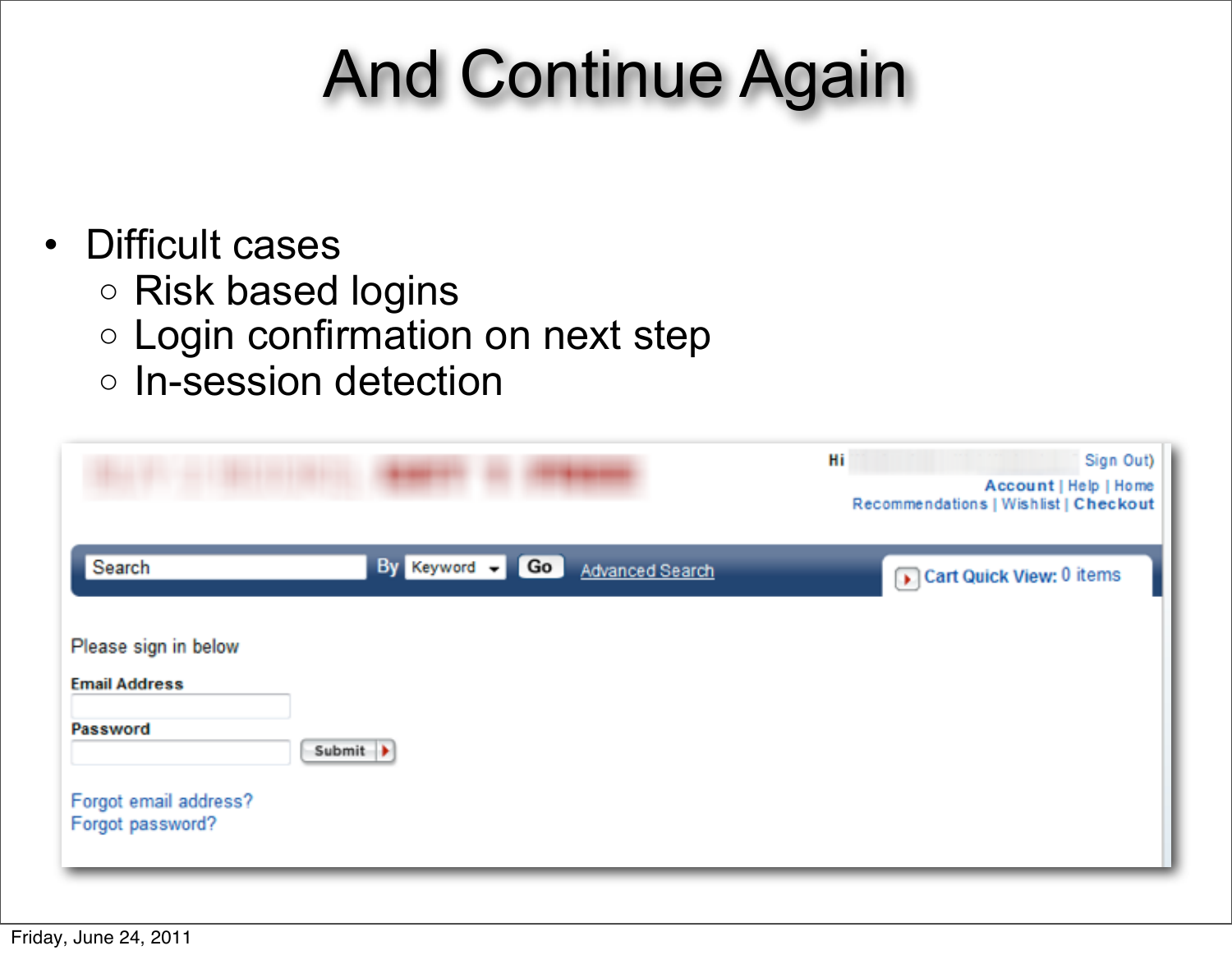# And Continue Again

- Difficult cases
  - Risk based logins
  - Login confirmation on next step
  - In-session detection

Hi Sign Out)

Account | Help | Home

Recommendations | Wishlist | Checkout

Search By Keyword Go Advanced Search

Cart Quick View: 0 items

Please sign in below

**Email Address**

**Password**

Submit

Forgot email address?

Forgot password?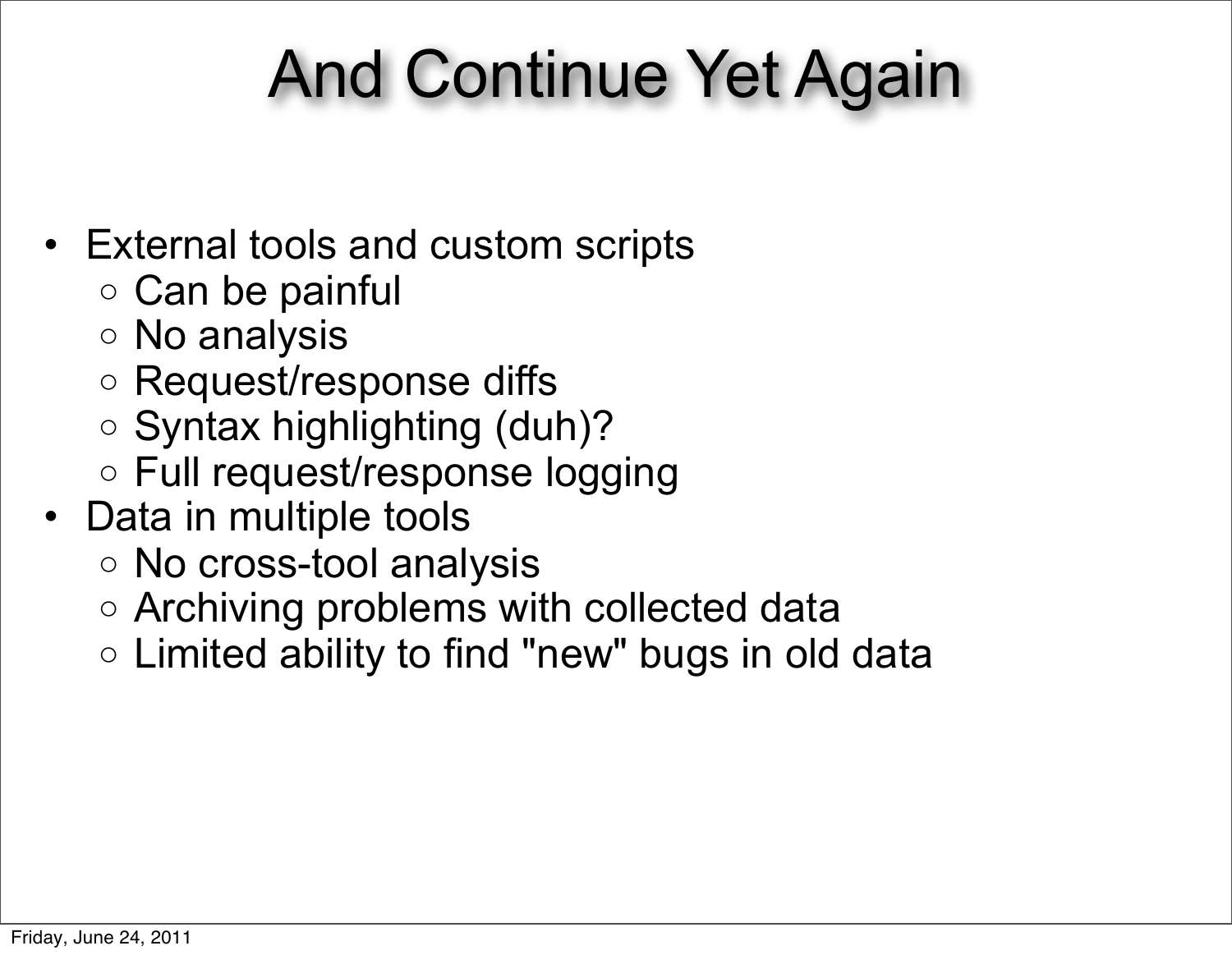# And Continue Yet Again

- External tools and custom scripts
  - Can be painful
  - No analysis
  - Request/response diffs
  - Syntax highlighting (duh)?
  - Full request/response logging
- Data in multiple tools
  - No cross-tool analysis
  - Archiving problems with collected data
  - Limited ability to find "new" bugs in old data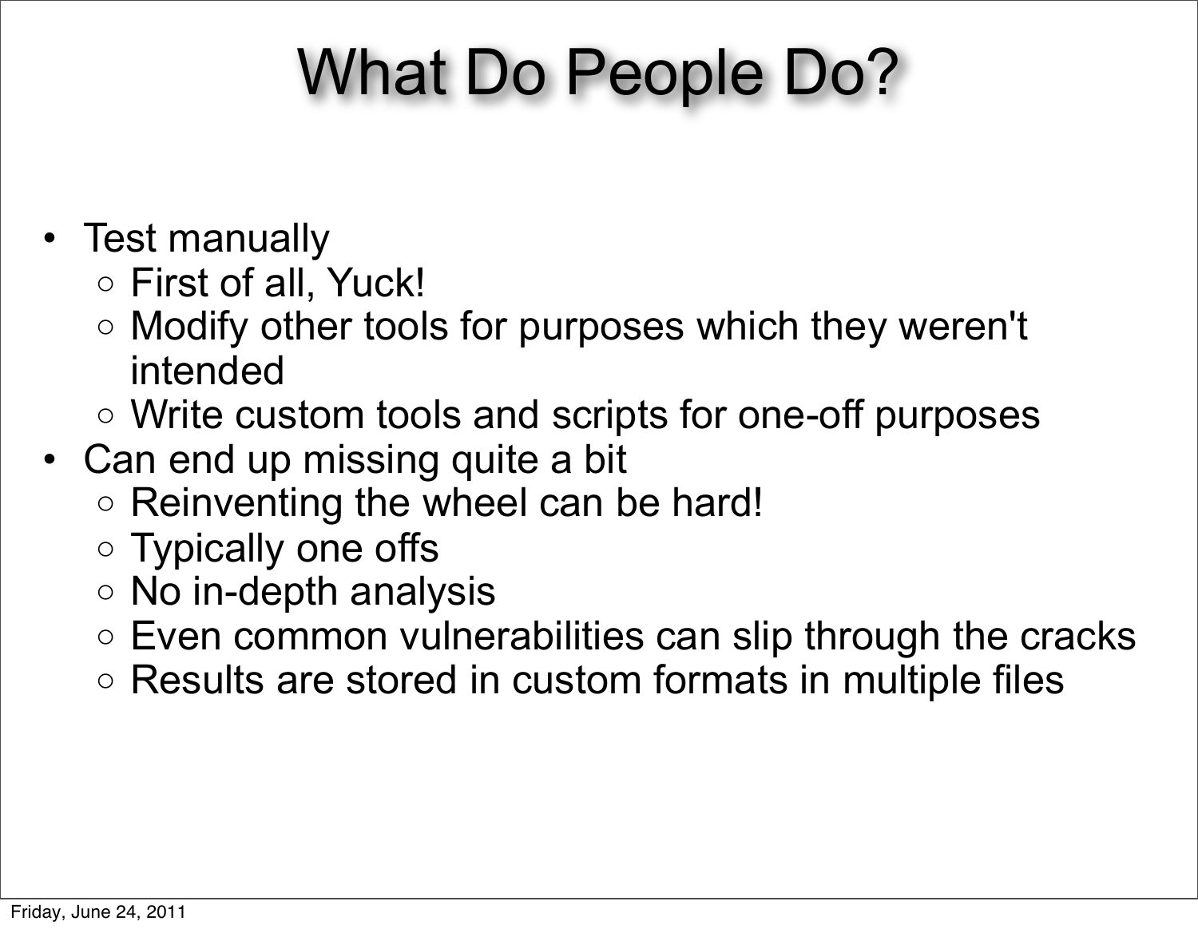# What Do People Do?

- Test manually
  - First of all, Yuck!
  - Modify other tools for purposes which they weren't intended
  - Write custom tools and scripts for one-off purposes
- Can end up missing quite a bit
  - Reinventing the wheel can be hard!
  - Typically one offs
  - No in-depth analysis
  - Even common vulnerabilities can slip through the cracks
  - Results are stored in custom formats in multiple files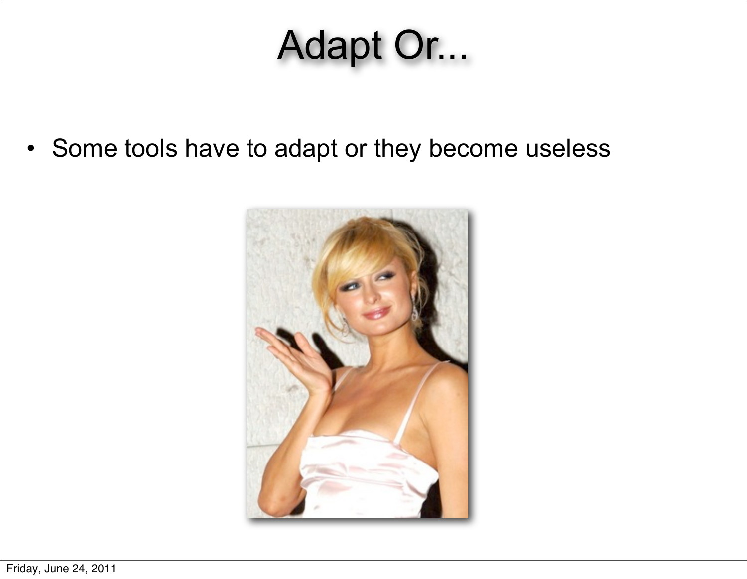# Adapt Or...

- Some tools have to adapt or they become useless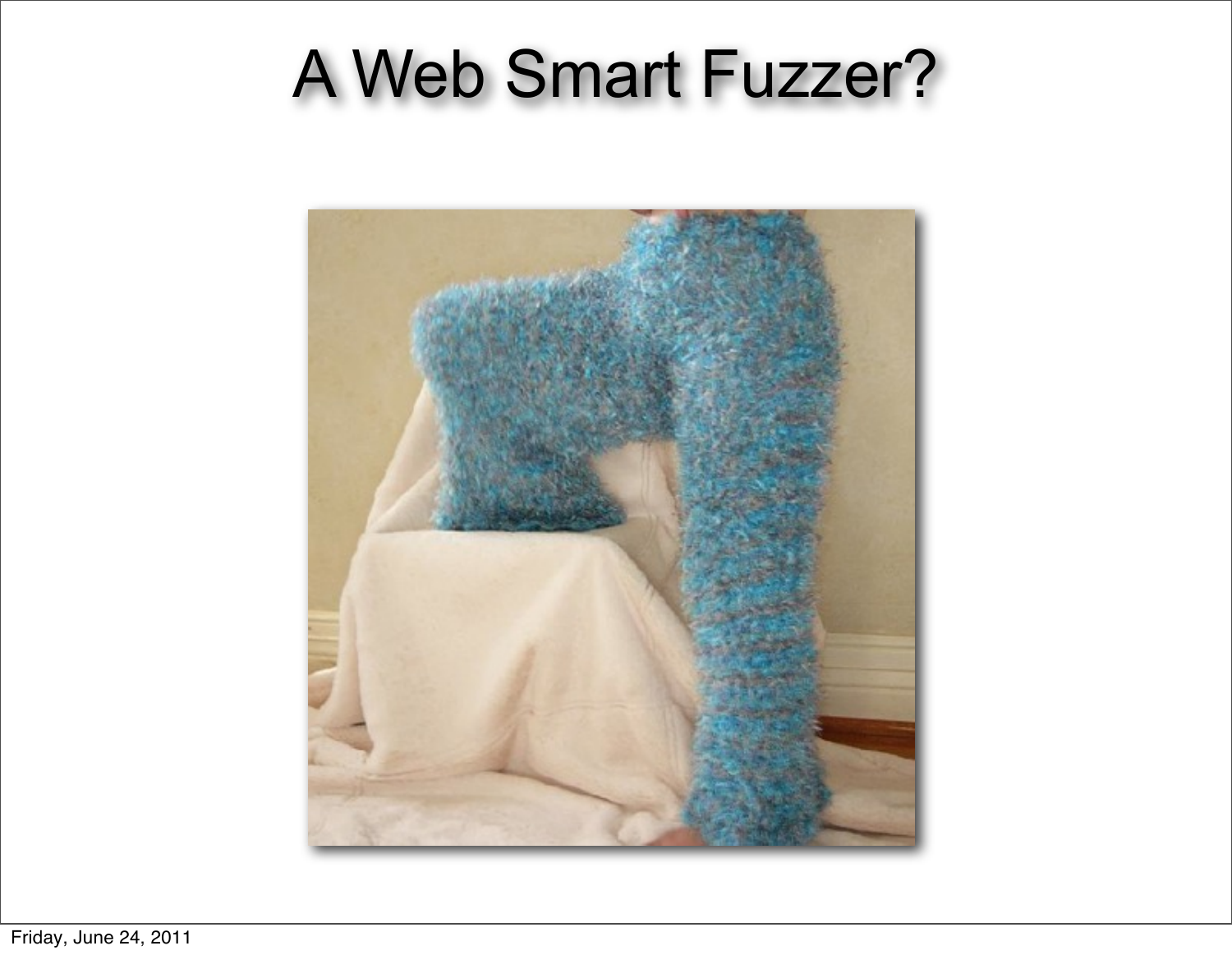# A Web Smart Fuzzer?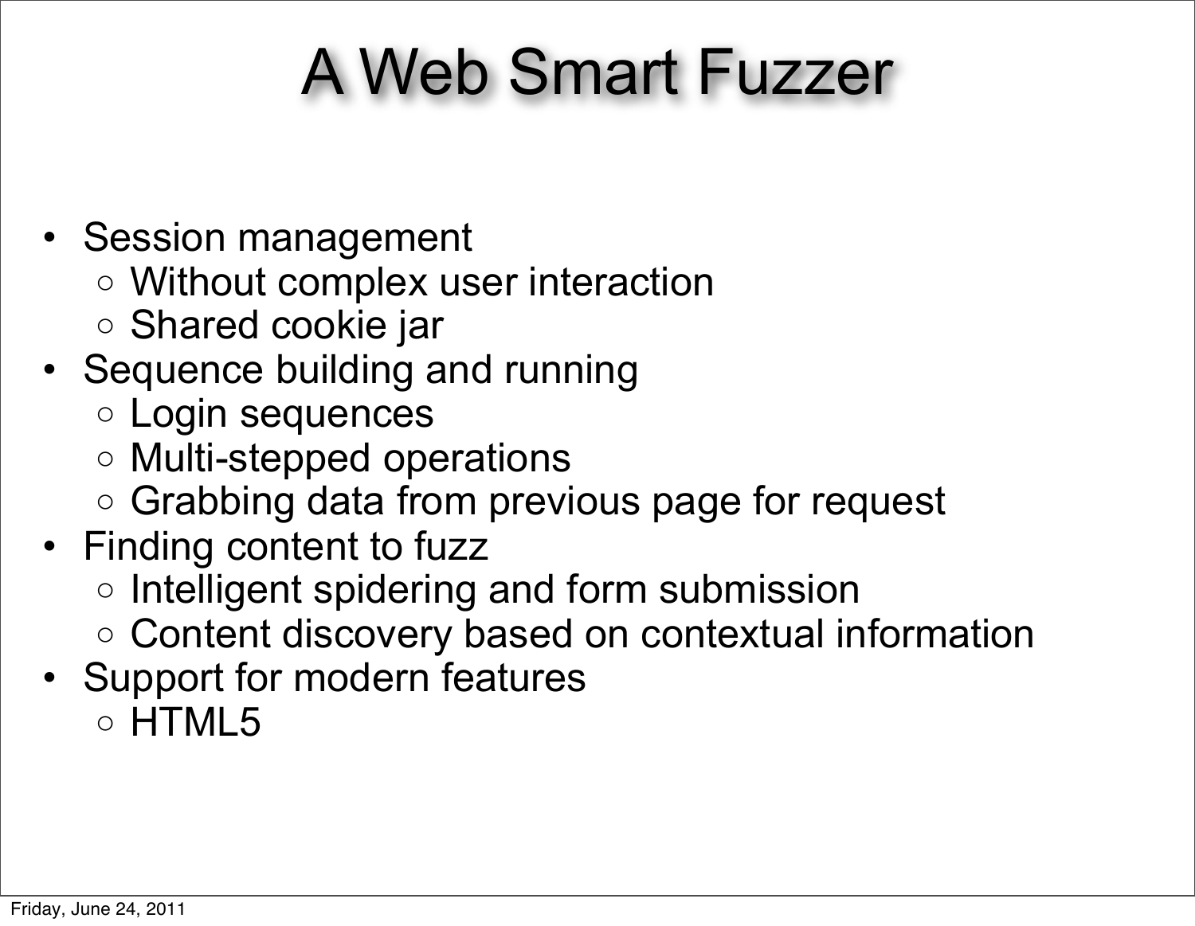# A Web Smart Fuzzer

- Session management
  - Without complex user interaction
  - Shared cookie jar
- Sequence building and running
  - Login sequences
  - Multi-stepped operations
  - Grabbing data from previous page for request
- Finding content to fuzz
  - Intelligent spidering and form submission
  - Content discovery based on contextual information
- Support for modern features
  - HTML5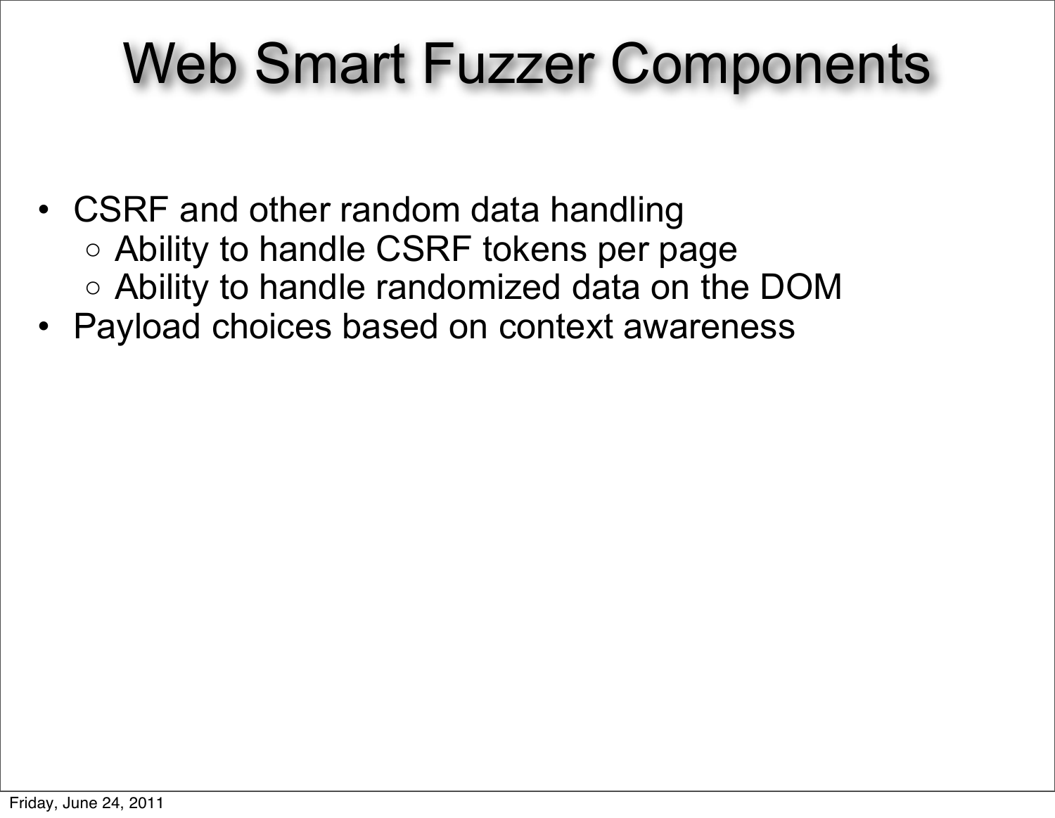# Web Smart Fuzzer Components

- CSRF and other random data handling
  - Ability to handle CSRF tokens per page
  - Ability to handle randomized data on the DOM
- Payload choices based on context awareness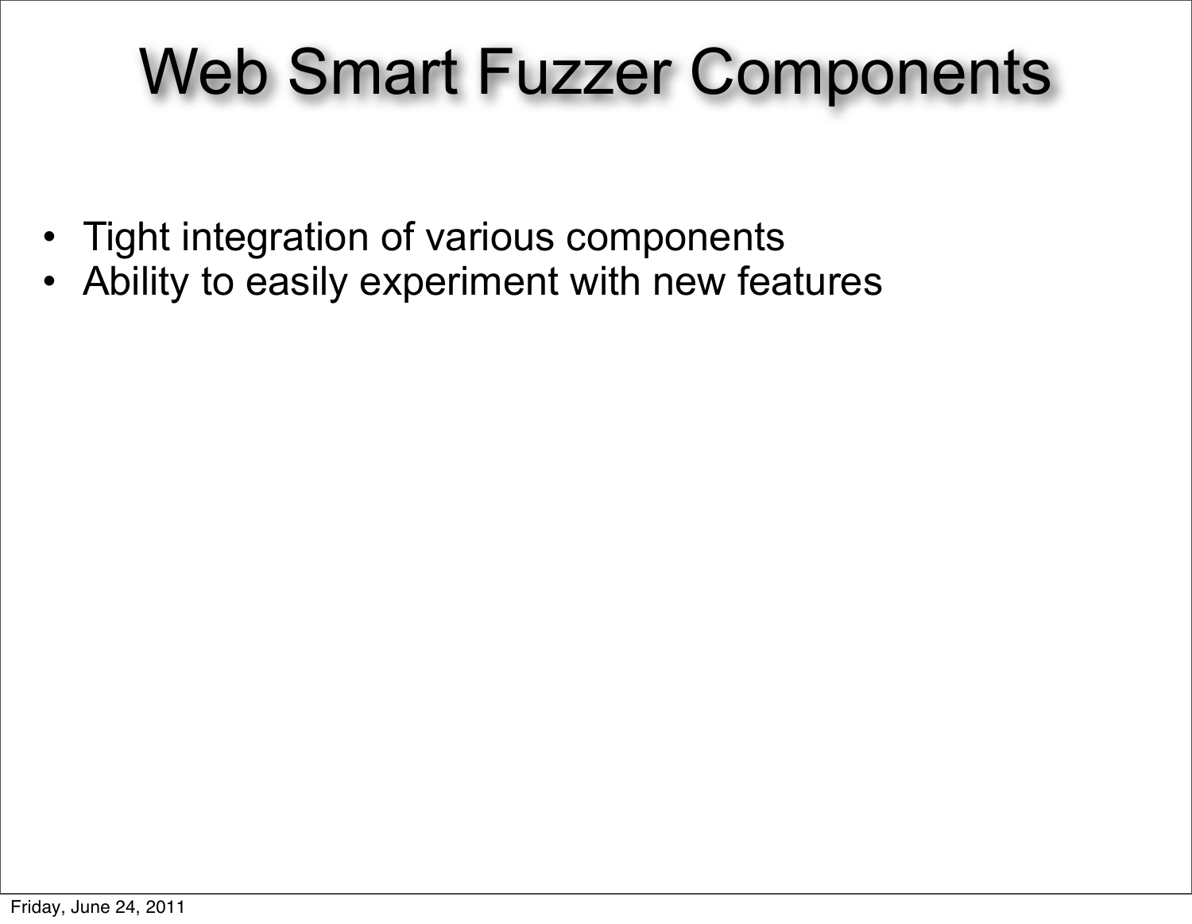# Web Smart Fuzzer Components

- Tight integration of various components
- Ability to easily experiment with new features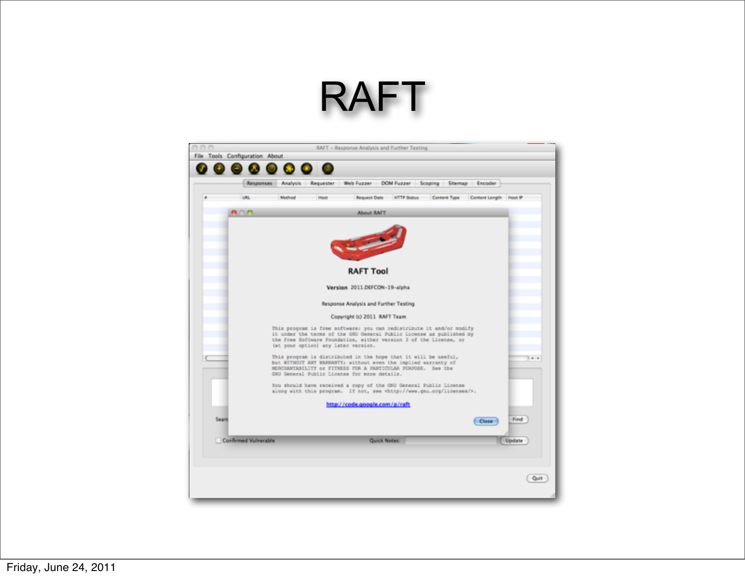# RAFT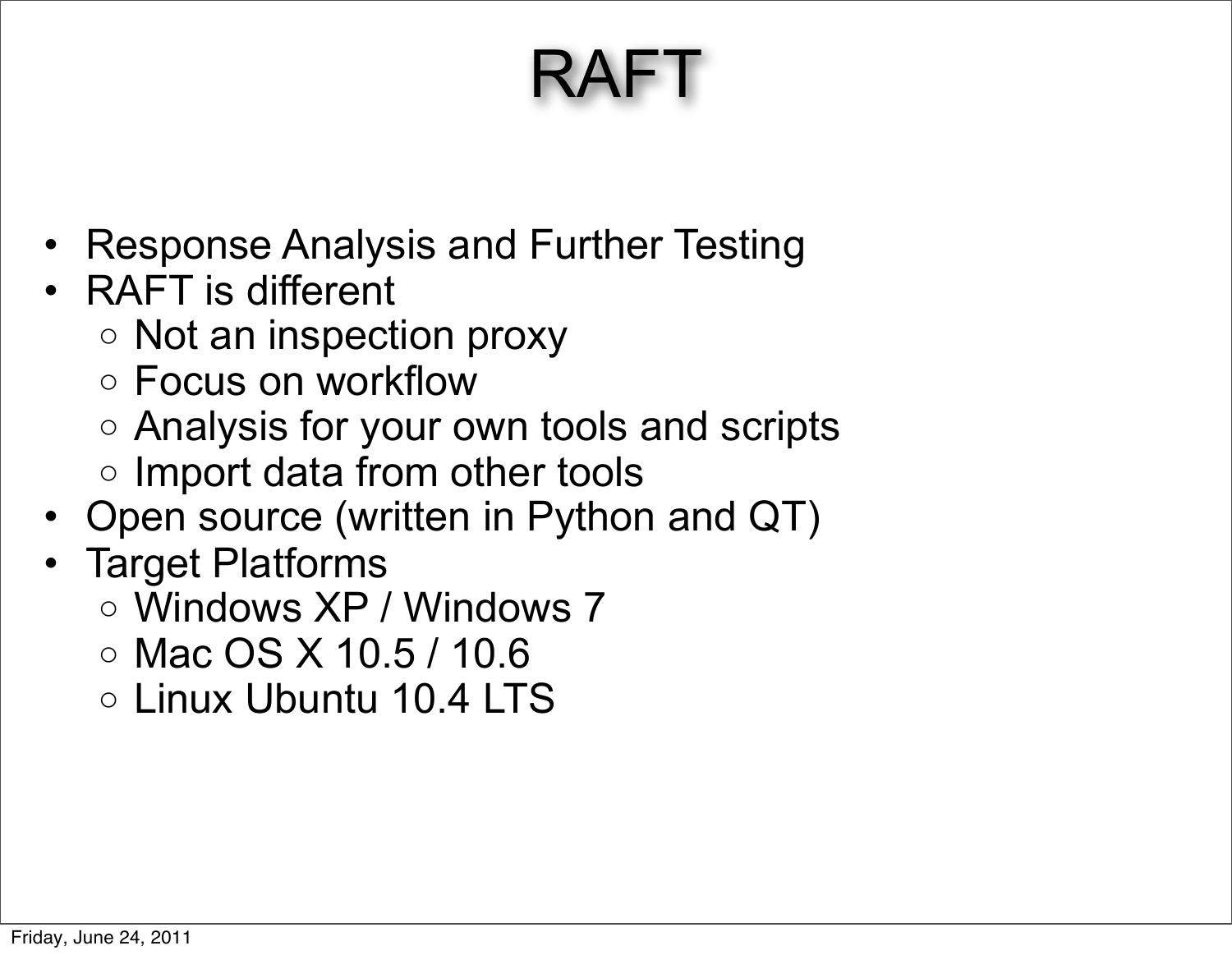# RAFT

- Response Analysis and Further Testing
- RAFT is different
  - Not an inspection proxy
  - Focus on workflow
  - Analysis for your own tools and scripts
  - Import data from other tools
- Open source (written in Python and QT)
- Target Platforms
  - Windows XP / Windows 7
  - Mac OS X 10.5 / 10.6
  - Linux Ubuntu 10.4 LTS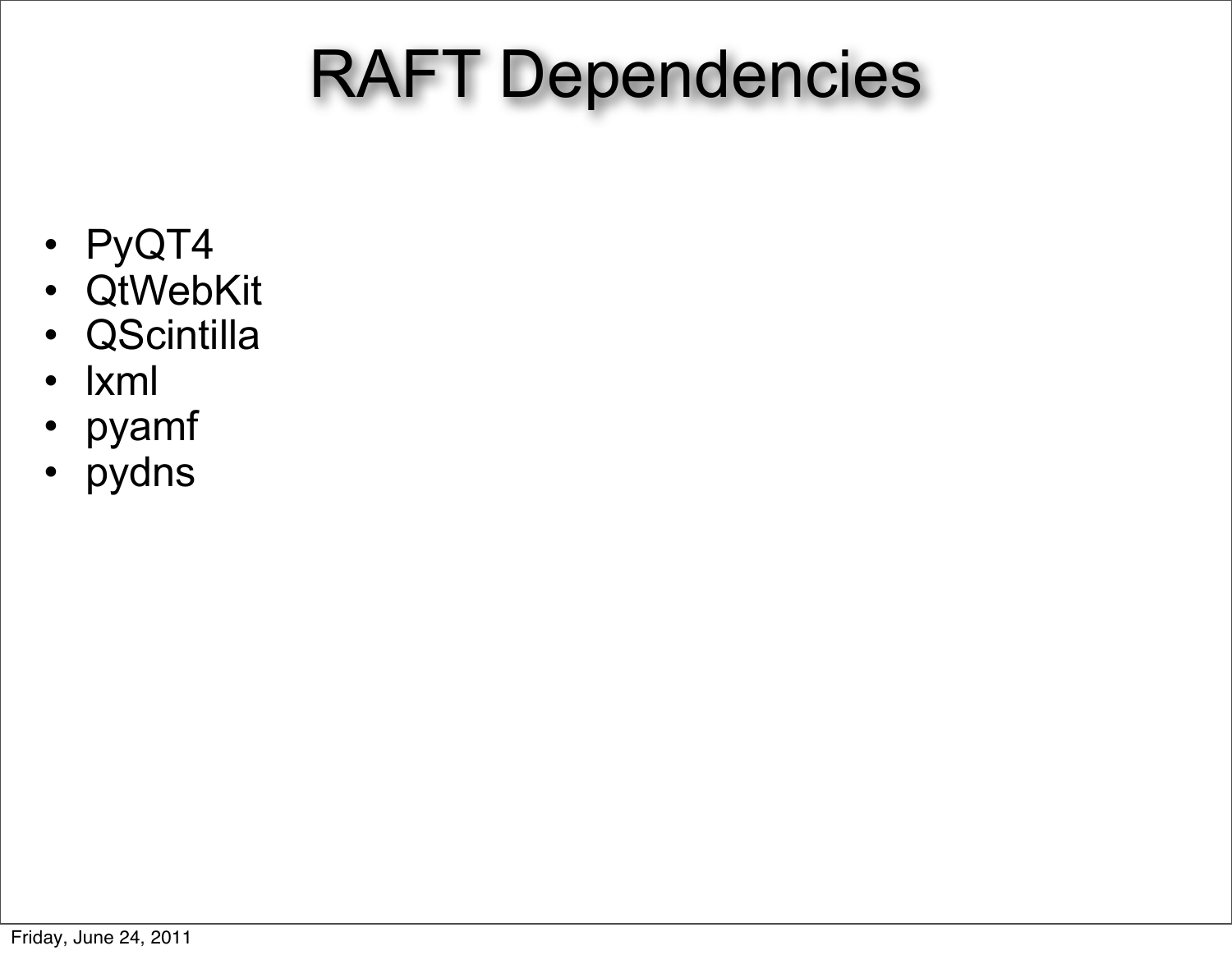# RAFT Dependencies

- PyQT4
- QtWebKit
- QScintilla
- lxml
- pyamf
- pydns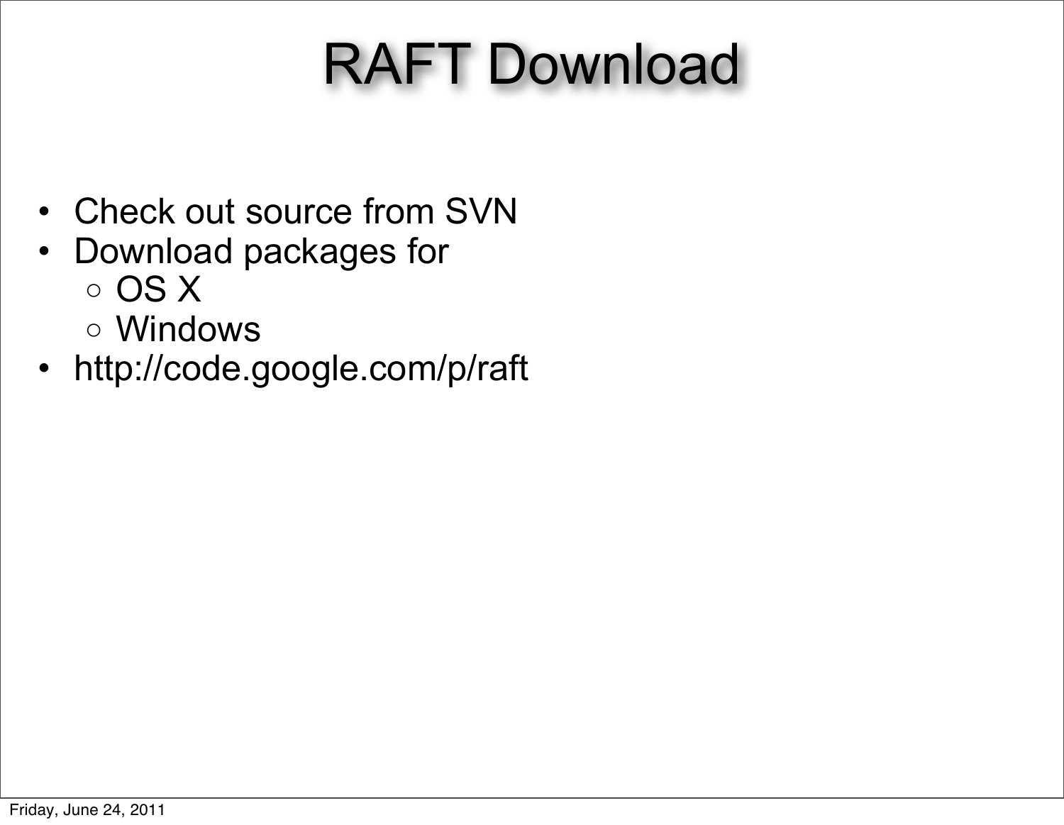# RAFT Download

- Check out source from SVN
- Download packages for
  - OS X
  - Windows
- http://code.google.com/p/raft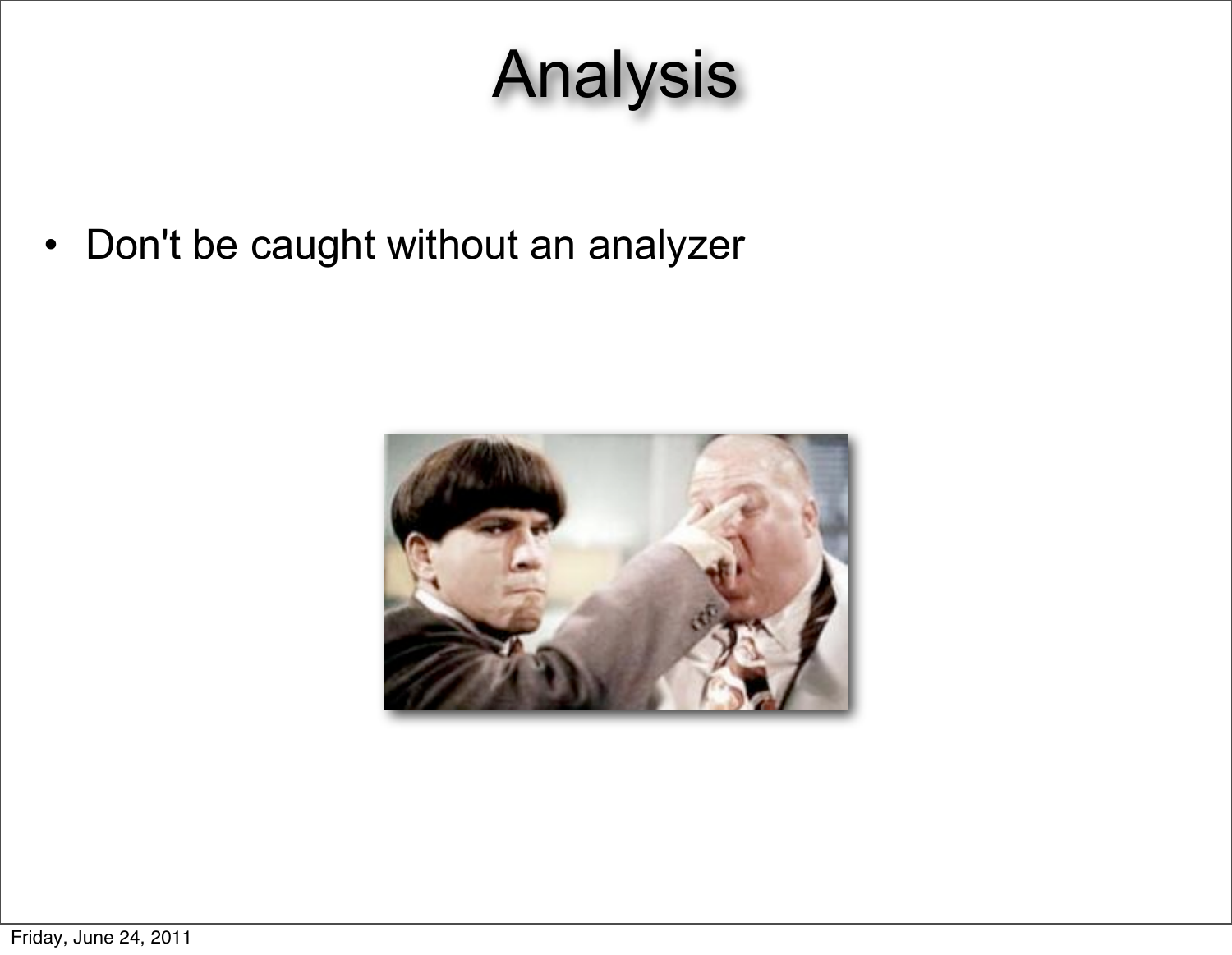# Analysis

- Don't be caught without an analyzer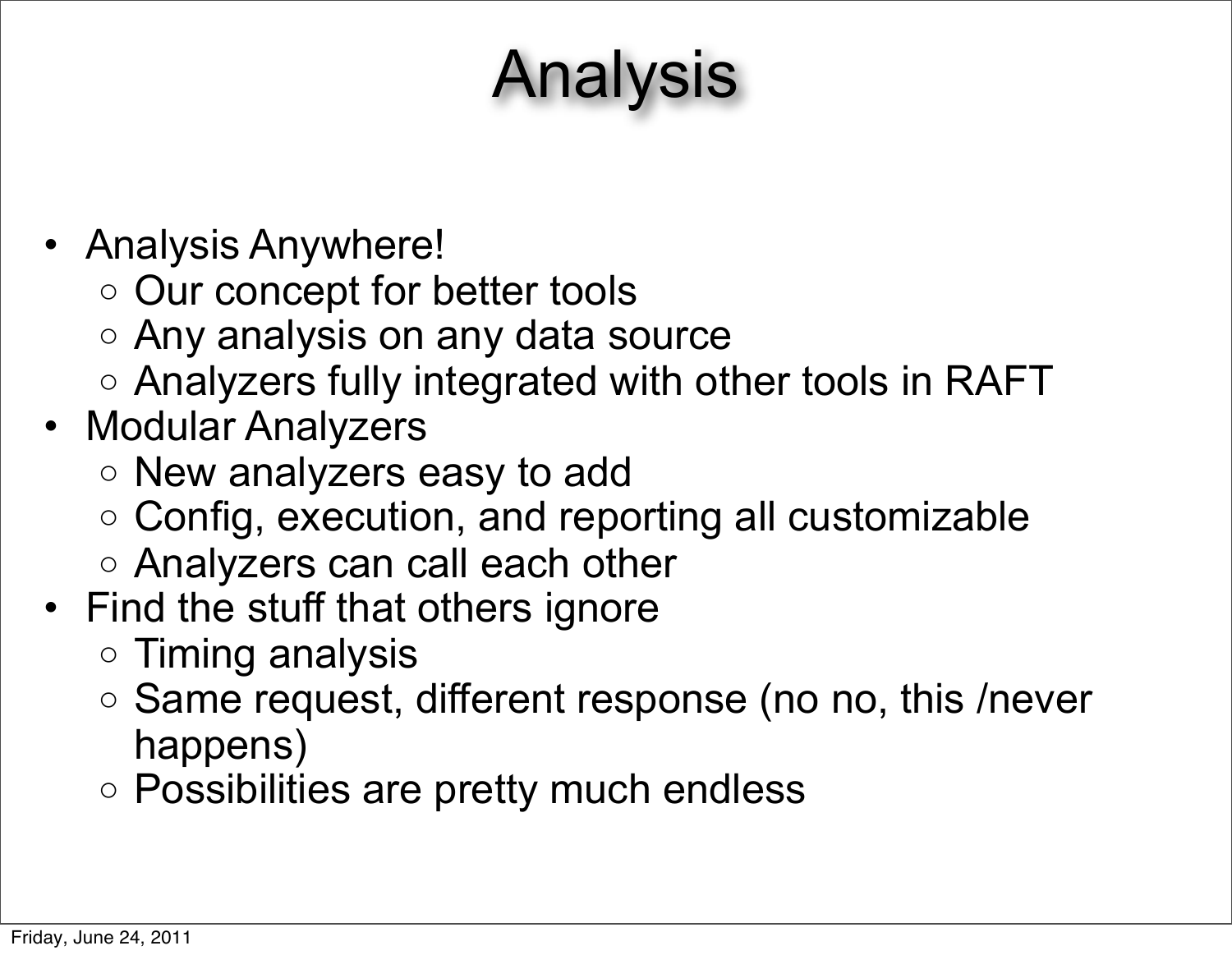# Analysis

- Analysis Anywhere!
  - Our concept for better tools
  - Any analysis on any data source
  - Analyzers fully integrated with other tools in RAFT
- Modular Analyzers
  - New analyzers easy to add
  - Config, execution, and reporting all customizable
  - Analyzers can call each other
- Find the stuff that others ignore
  - Timing analysis
  - Same request, different response (no no, this /never happens)
  - Possibilities are pretty much endless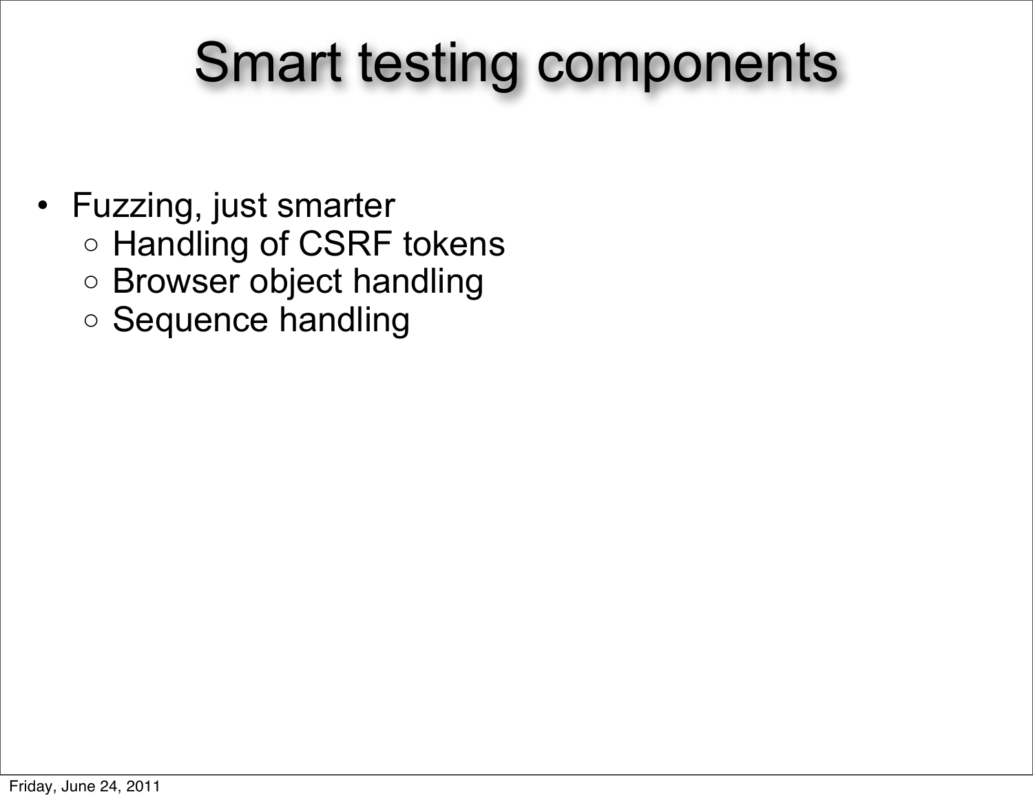# Smart testing components

- Fuzzing, just smarter
  - Handling of CSRF tokens
  - Browser object handling
  - Sequence handling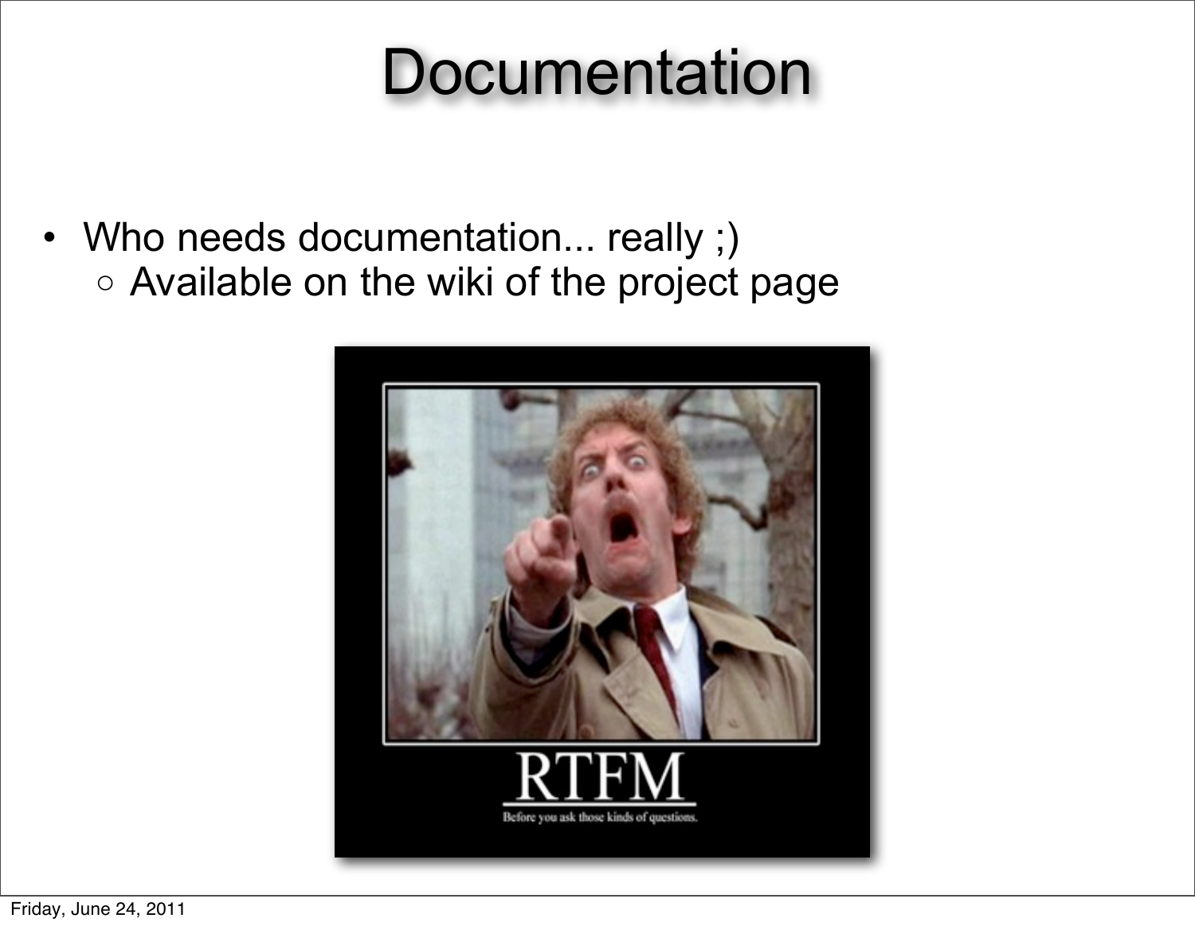# Documentation

- Who needs documentation... really ;)
  - Available on the wiki of the project page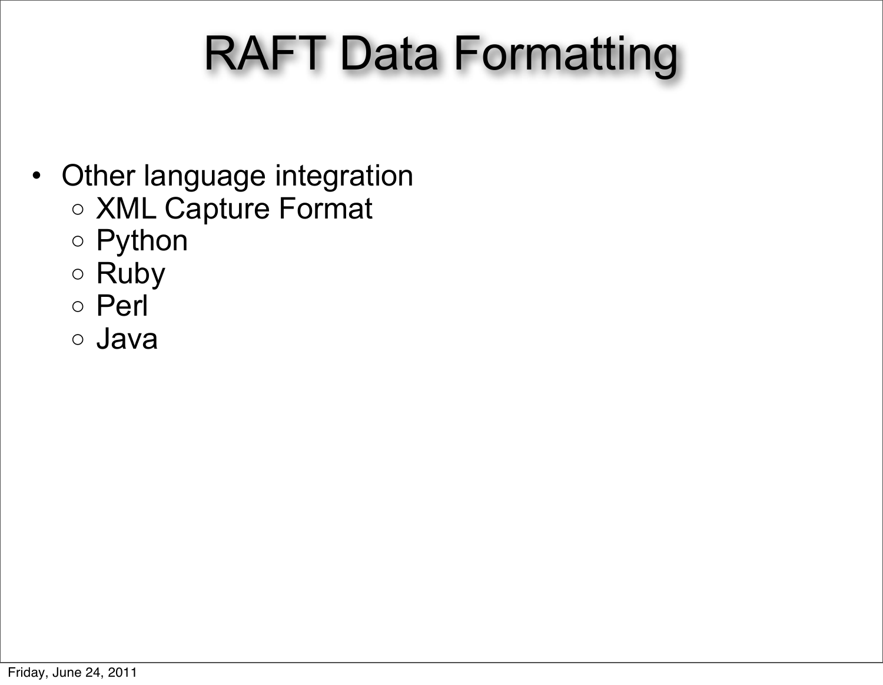# RAFT Data Formatting

- Other language integration
  - XML Capture Format
  - Python
  - Ruby
  - Perl
  - Java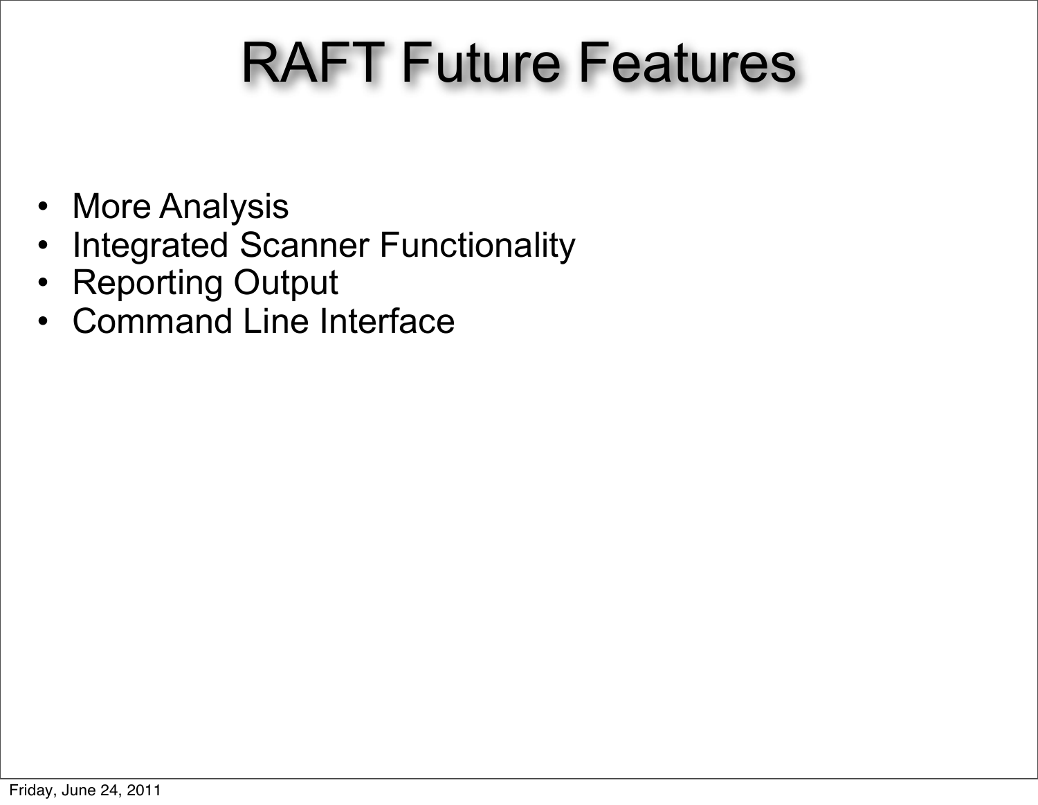# RAFT Future Features

- More Analysis
- Integrated Scanner Functionality
- Reporting Output
- Command Line Interface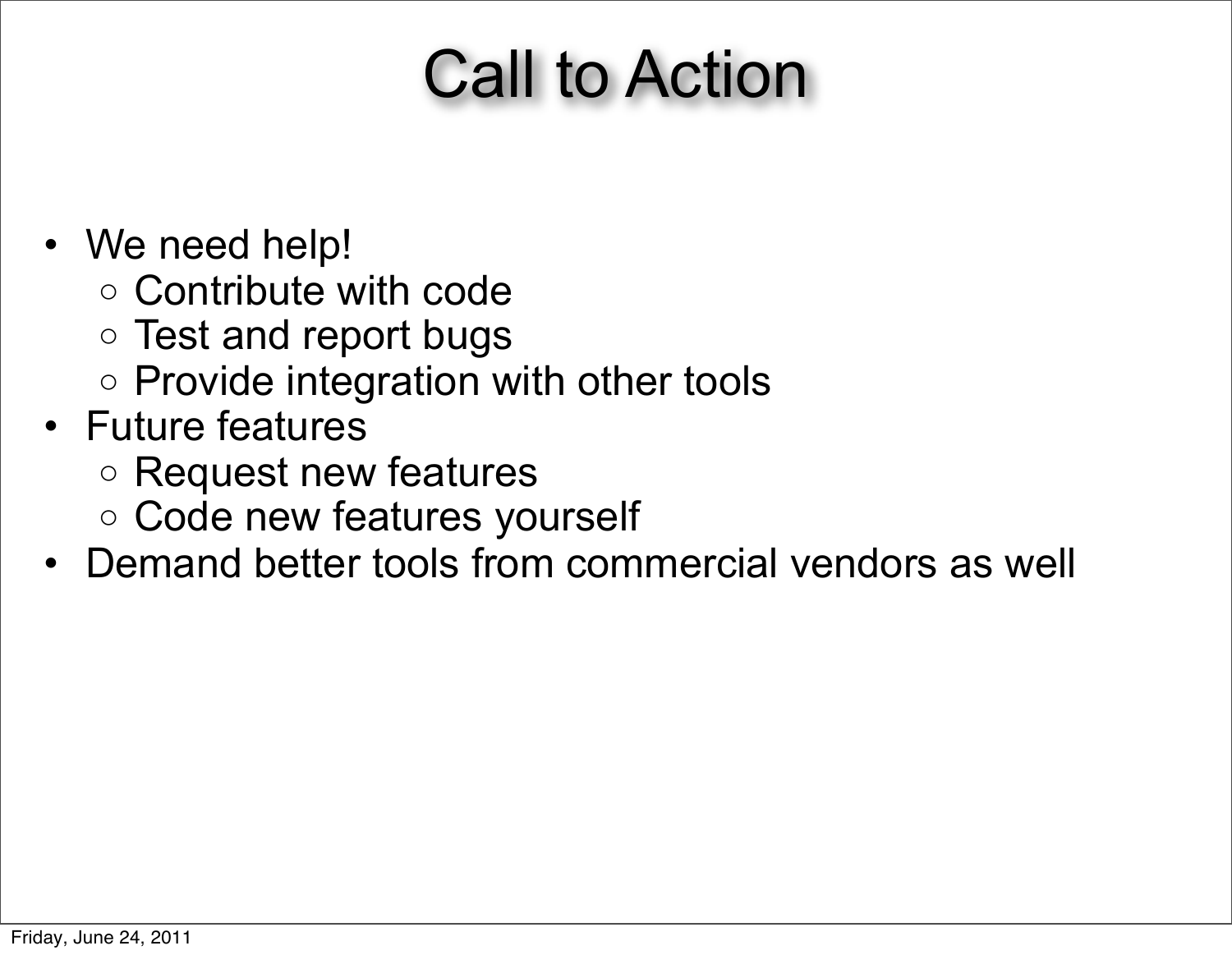# Call to Action

- We need help!
  - Contribute with code
  - Test and report bugs
  - Provide integration with other tools
- Future features
  - Request new features
  - Code new features yourself
- Demand better tools from commercial vendors as well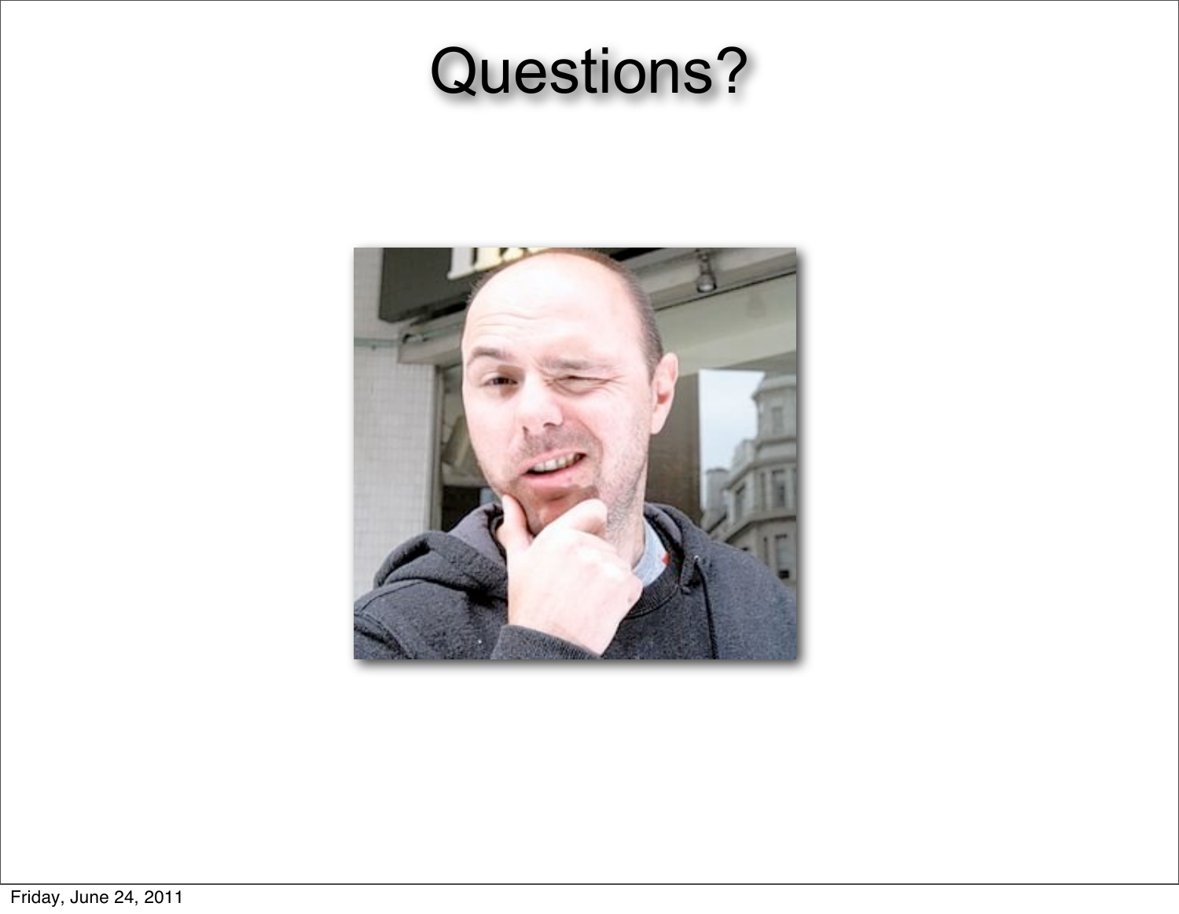# Questions?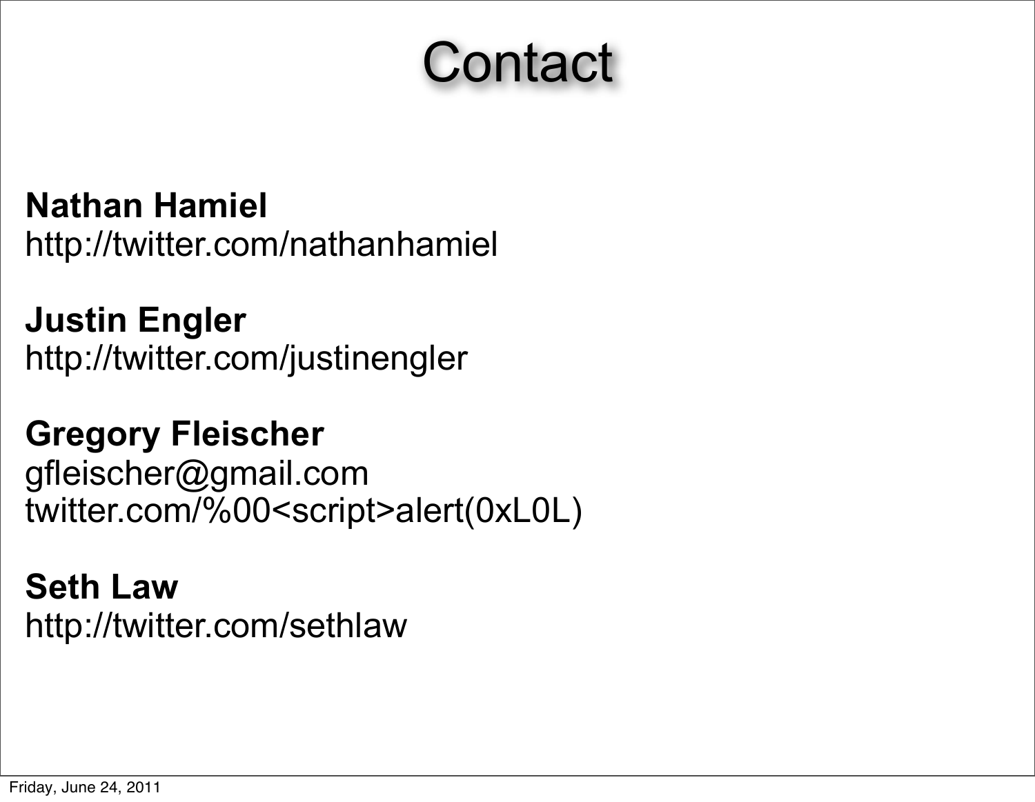# Contact

**Nathan Hamiel**
http://twitter.com/nathanhamiel

**Justin Engler**
http://twitter.com/justinengler

**Gregory Fleischer**
gfleischer@gmail.com
twitter.com/%00<script>alert(0xL0L)

**Seth Law**
http://twitter.com/sethlaw